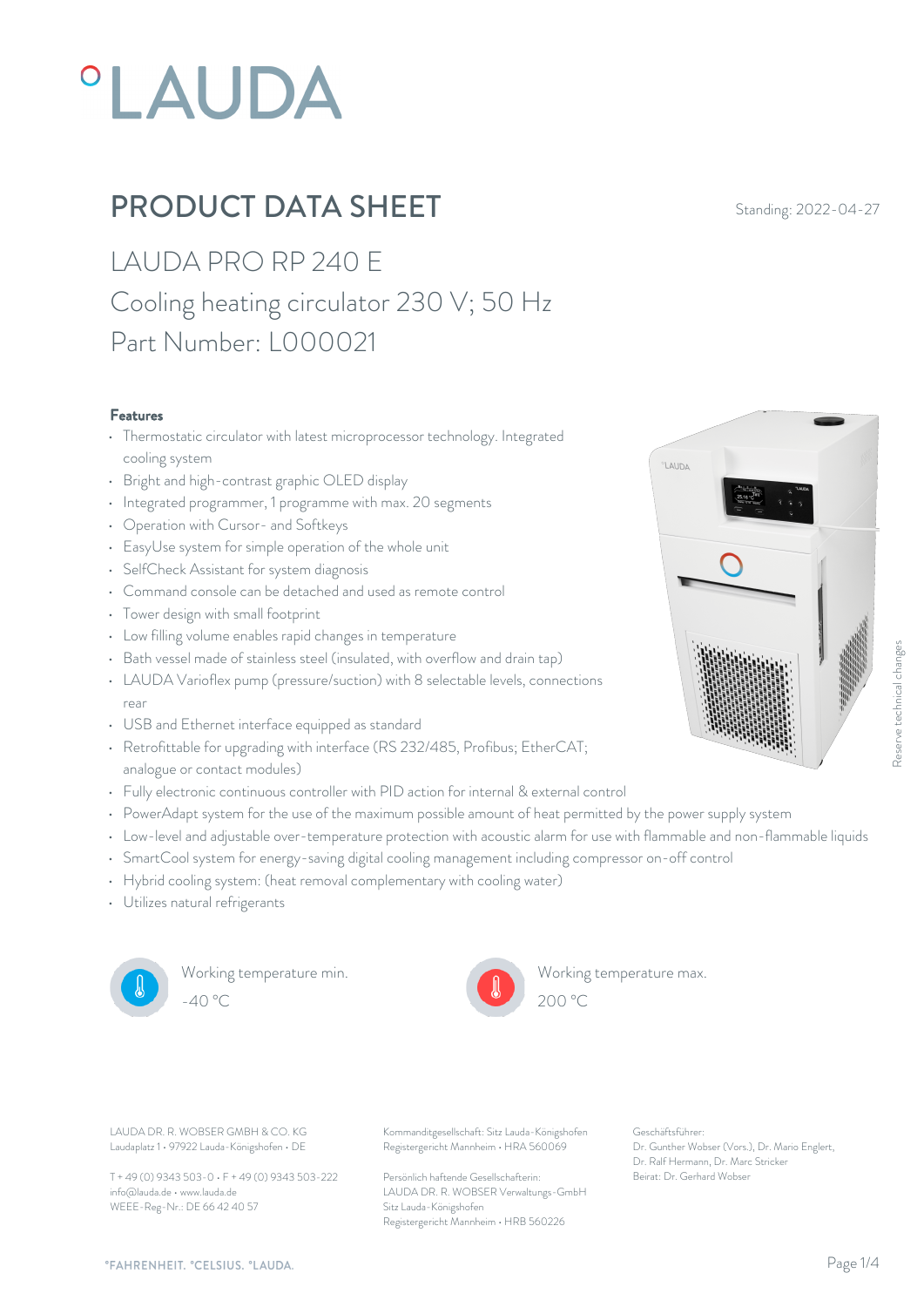# PRODUCT DATA SHEET

Standing: 2022-04-27

## LAUDA PRO RP 240 E

## Cooling heating circulator 230 V; 50 Hz

## Part Number: L000021

### Features

- Thermostatic circulator with latest microprocessor technology. Integrated cooling system
- Bright and high-contrast graphic OLED display
- Integrated programmer, 1 programme with max. 20 segments
- Operation with Cursor- and Softkeys
- EasyUse system for simple operation of the whole unit
- SelfCheck Assistant for system diagnosis
- Command console can be detached and used as remote control
- Tower design with small footprint
- Low filling volume enables rapid changes in temperature
- Bath vessel made of stainless steel (insulated, with overflow and drain tap)
- LAUDA Varioflex pump (pressure/suction) with 8 selectable levels, connections rear
- USB and Ethernet interface equipped as standard
- Retrofittable for upgrading with interface (RS 232/485, Profibus; EtherCAT; analogue or contact modules)
- Fully electronic continuous controller with PID action for internal & external control
- PowerAdapt system for the use of the maximum possible amount of heat permitted by the power supply system
- Low-level and adjustable over-temperature protection with acoustic alarm for use with flammable and non-flammable liquids
- SmartCool system for energy-saving digital cooling management including compressor on-off control
- Hybrid cooling system: (heat removal complementary with cooling water)
- Utilizes natural refrigerants

Working temperature min.
-40 °C

Working temperature max.
200 °C

Reserve technical changes

LAUDA DR. R. WOBSER GMBH & CO. KG
Laudaplatz 1 • 97922 Lauda-Königshofen • DE

T + 49 (0) 9343 503-0 • F + 49 (0) 9343 503-222
info@lauda.de • www.lauda.de
WEEE-Reg-Nr.: DE 66 42 40 57

Kommanditgesellschaft: Sitz Lauda-Königshofen
Registergericht Mannheim • HRA 560069

Persönlich haftende Gesellschafterin:
LAUDA DR. R. WOBSER Verwaltungs-GmbH
Sitz Lauda-Königshofen
Registergericht Mannheim • HRB 560226

Geschäftsführer:
Dr. Gunther Wobser (Vors.), Dr. Mario Englert, Dr. Ralf Hermann, Dr. Marc Stricker
Beirat: Dr. Gerhard Wobser

°FAHRENHEIT. °CELSIUS. °LAUDA.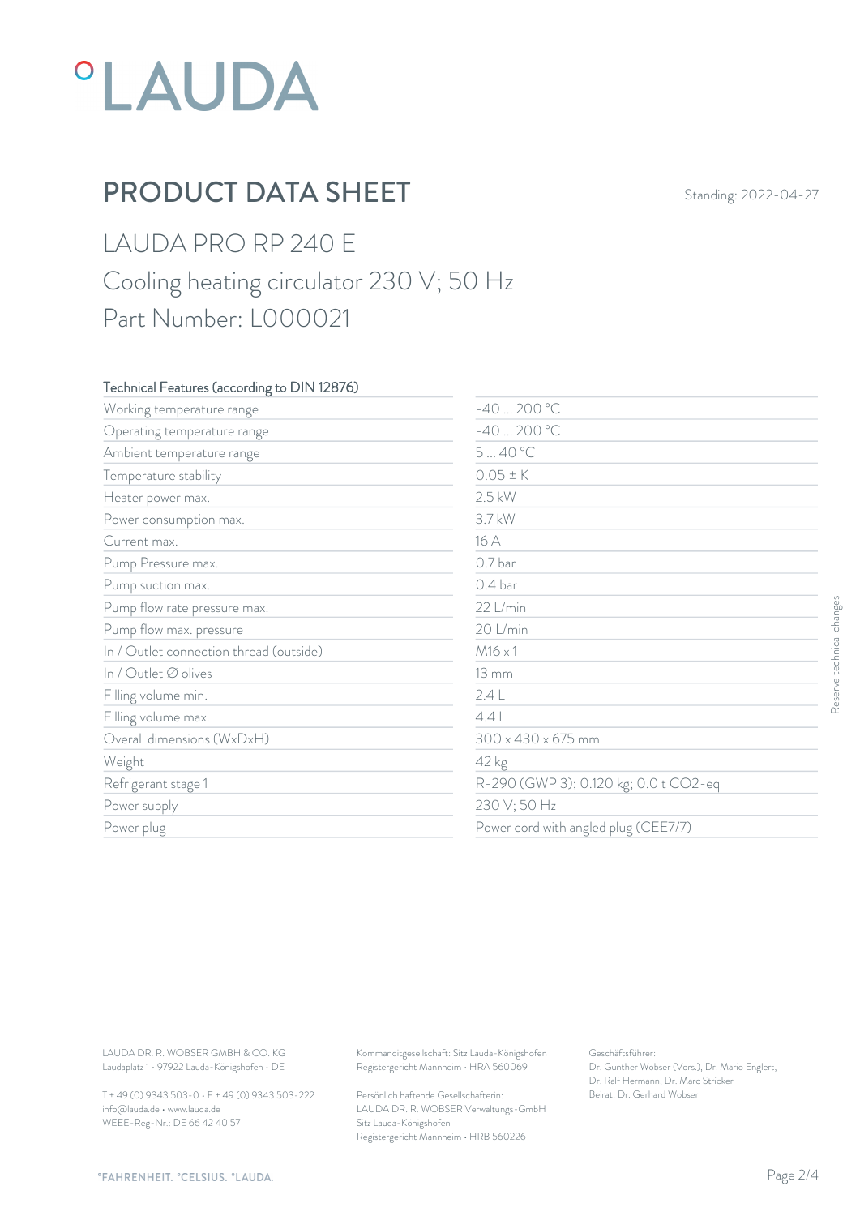°LAUDA

# PRODUCT DATA SHEET

Standing: 2022-04-27

## LAUDA PRO RP 240 E

Cooling heating circulator 230 V; 50 Hz

Part Number: L000021

| Technical Features (according to DIN 12876) | |
|---|---|
| Working temperature range | -40 ... 200 °C |
| Operating temperature range | -40 ... 200 °C |
| Ambient temperature range | 5 ... 40 °C |
| Temperature stability | 0.05 ± K |
| Heater power max. | 2.5 kW |
| Power consumption max. | 3.7 kW |
| Current max. | 16 A |
| Pump Pressure max. | 0.7 bar |
| Pump suction max. | 0.4 bar |
| Pump flow rate pressure max. | 22 L/min |
| Pump flow max. pressure | 20 L/min |
| In / Outlet connection thread (outside) | M16 x 1 |
| In / Outlet ∅ olives | 13 mm |
| Filling volume min. | 2.4 L |
| Filling volume max. | 4.4 L |
| Overall dimensions (WxDxH) | 300 x 430 x 675 mm |
| Weight | 42 kg |
| Refrigerant stage 1 | R-290 (GWP 3); 0.120 kg; 0.0 t $CO_2$-eq |
| Power supply | 230 V; 50 Hz |
| Power plug | Power cord with angled plug (CEE7/7) |

Reserve technical changes

LAUDA DR. R. WOBSER GMBH & CO. KG
Laudaplatz 1 • 97922 Lauda-Königshofen • DE

T + 49 (0) 9343 503-0 • F + 49 (0) 9343 503-222
info@lauda.de • www.lauda.de
WEEE-Reg-Nr.: DE 66 42 40 57

Kommanditgesellschaft: Sitz Lauda-Königshofen
Registergericht Mannheim • HRA 560069

Persönlich haftende Gesellschafterin:
LAUDA DR. R. WOBSER Verwaltungs-GmbH
Sitz Lauda-Königshofen
Registergericht Mannheim • HRB 560226

Geschäftsführer:
Dr. Gunther Wobser (Vors.), Dr. Mario Englert, Dr. Ralf Hermann, Dr. Marc Stricker
Beirat: Dr. Gerhard Wobser

°FAHRENHEIT. °CELSIUS. °LAUDA.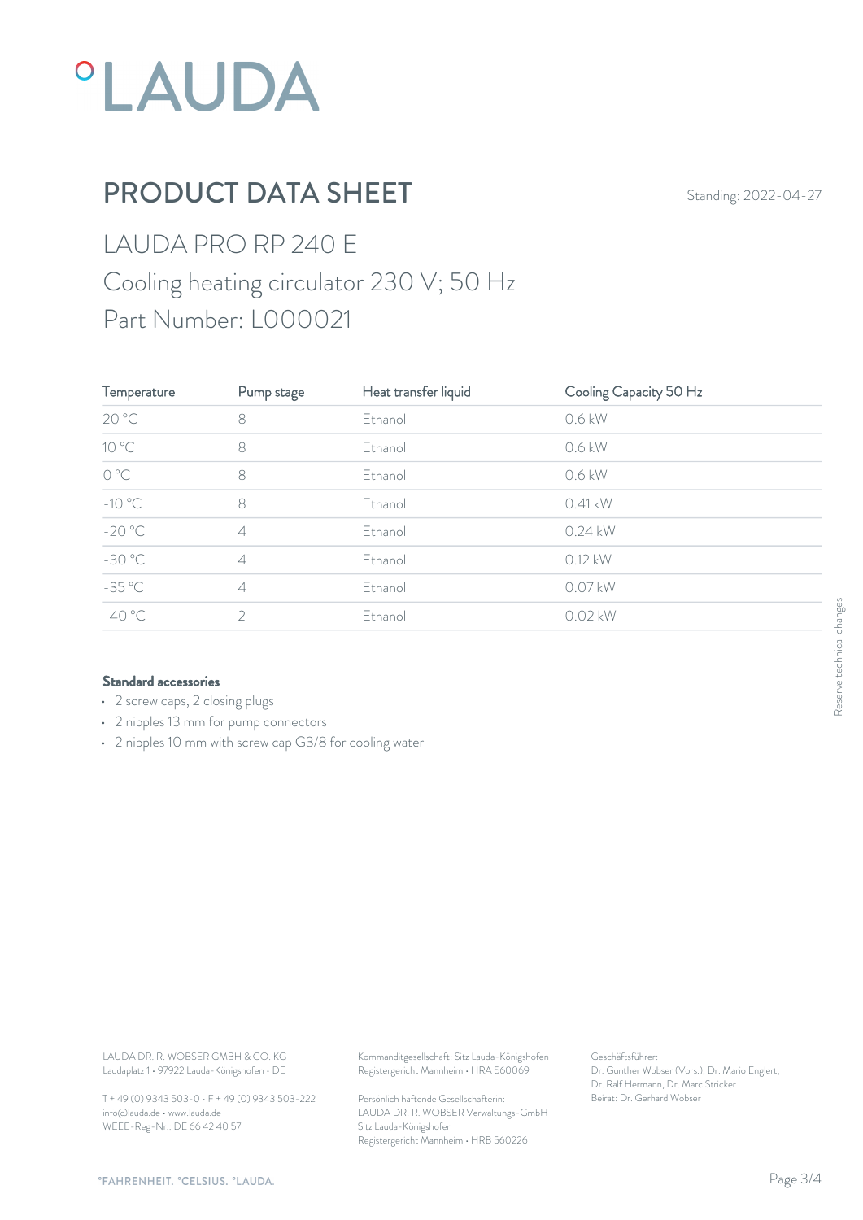# PRODUCT DATA SHEET

Standing: 2022-04-27

## LAUDA PRO RP 240 E

## Cooling heating circulator 230 V; 50 Hz

## Part Number: L000021

| Temperature | Pump stage | Heat transfer liquid | Cooling Capacity 50 Hz |
|---|---|---|---|
| 20 °C | 8 | Ethanol | 0.6 kW |
| 10 °C | 8 | Ethanol | 0.6 kW |
| 0 °C | 8 | Ethanol | 0.6 kW |
| -10 °C | 8 | Ethanol | 0.41 kW |
| -20 °C | 4 | Ethanol | 0.24 kW |
| -30 °C | 4 | Ethanol | 0.12 kW |
| -35 °C | 4 | Ethanol | 0.07 kW |
| -40 °C | 2 | Ethanol | 0.02 kW |

### Standard accessories

- 2 screw caps, 2 closing plugs
- 2 nipples 13 mm for pump connectors
- 2 nipples 10 mm with screw cap G3/8 for cooling water

Reserve technical changes

LAUDA DR. R. WOBSER GMBH & CO. KG
Laudaplatz 1 • 97922 Lauda-Königshofen • DE

T + 49 (0) 9343 503-0 • F + 49 (0) 9343 503-222
info@lauda.de • www.lauda.de
WEEE-Reg-Nr.: DE 66 42 40 57

Kommanditgesellschaft: Sitz Lauda-Königshofen
Registergericht Mannheim • HRA 560069

Persönlich haftende Gesellschafterin:
LAUDA DR. R. WOBSER Verwaltungs-GmbH
Sitz Lauda-Königshofen
Registergericht Mannheim • HRB 560226

Geschäftsführer:
Dr. Gunther Wobser (Vors.), Dr. Mario Englert,
Dr. Ralf Hermann, Dr. Marc Stricker
Beirat: Dr. Gerhard Wobser

°FAHRENHEIT. °CELSIUS. °LAUDA.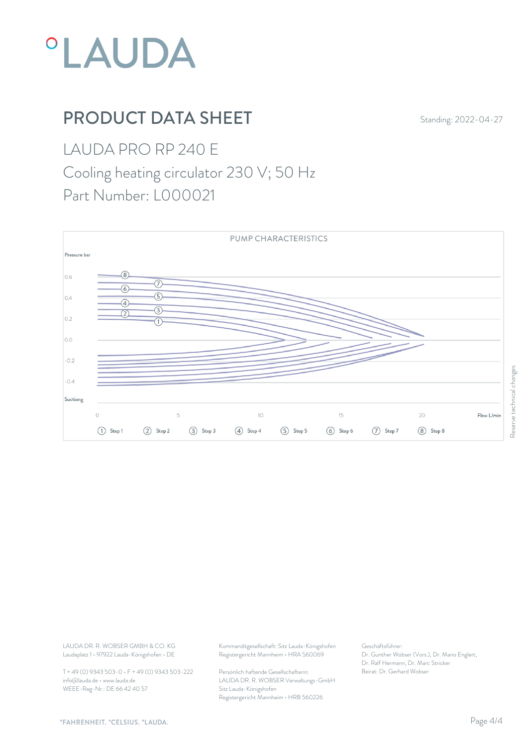# LAUDA

## PRODUCT DATA SHEET

Standing: 2022-04-27

LAUDA PRO RP 240 E

Cooling heating circulator 230 V; 50 Hz

Part Number: L000021

PUMP CHARACTERISTICS

Pressure bar

0.6

0.4

0.2

0.0

-0.2

-0.4

Suctiong

0

5

10

15

20

Flow L/min

① Step 1 ② Step 2 ③ Step 3 ④ Step 4 ⑤ Step 5 ⑥ Step 6 ⑦ Step 7 ⑧ Step 8

Reserve technical changes

LAUDA DR. R. WOBSER GMBH & CO. KG
Laudaplatz 1 • 97922 Lauda-Königshofen • DE

T + 49 (0) 9343 503-0 • F + 49 (0) 9343 503-222
info@lauda.de • www.lauda.de
WEEE-Reg-Nr.: DE 66 42 40 57

Kommanditgesellschaft: Sitz Lauda-Königshofen
Registergericht Mannheim • HRA 560069

Persönlich haftende Gesellschafterin:
LAUDA DR. R. WOBSER Verwaltungs-GmbH
Sitz Lauda-Königshofen
Registergericht Mannheim • HRB 560226

Geschäftsführer:
Dr. Gunther Wobser (Vors.), Dr. Mario Englert,
Dr. Ralf Hermann, Dr. Marc Stricker
Beirat: Dr. Gerhard Wobser

°FAHRENHEIT. °CELSIUS. °LAUDA.